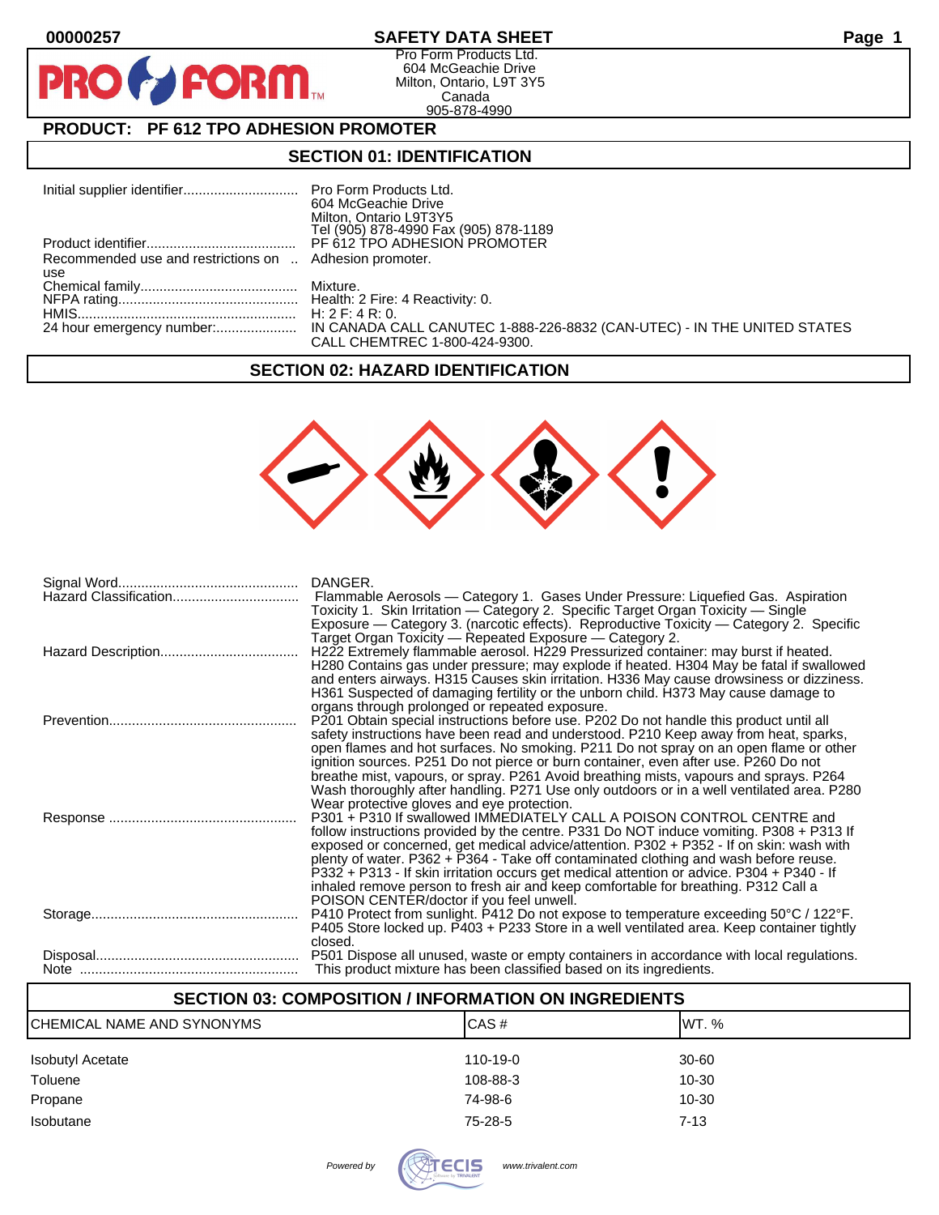00000257

# SAFETY DATA SHEET

Pro Form Products Ltd.
604 McGeachie Drive
Milton, Ontario, L9T 3Y5
Canada
905-878-4990

## PRODUCT: PF 612 TPO ADHESION PROMOTER

## SECTION 01: IDENTIFICATION

| | |
|---|---|
| Initial supplier identifier | Pro Form Products Ltd. 604 McGeachie Drive Milton, Ontario L9T3Y5 Tel (905) 878-4990 Fax (905) 878-1189 |
| Product identifier | PF 612 TPO ADHESION PROMOTER |
| Recommended use and restrictions on use | Adhesion promoter. |
| Chemical family | Mixture. |
| NFPA rating | Health: 2 Fire: 4 Reactivity: 0. |
| HMIS | H: 2 F: 4 R: 0. |
| 24 hour emergency number: | IN CANADA CALL CANUTEC 1-888-226-8832 (CAN-UTEC) - IN THE UNITED STATES CALL CHEMTREC 1-800-424-9300. |

## SECTION 02: HAZARD IDENTIFICATION

| | |
|---|---|
| Signal Word | DANGER. |
| Hazard Classification | Flammable Aerosols — Category 1. Gases Under Pressure: Liquefied Gas. Aspiration Toxicity 1. Skin Irritation — Category 2. Specific Target Organ Toxicity — Single Exposure — Category 3. (narcotic effects). Reproductive Toxicity — Category 2. Specific Target Organ Toxicity — Repeated Exposure — Category 2. |
| Hazard Description | H222 Extremely flammable aerosol. H229 Pressurized container: may burst if heated. H280 Contains gas under pressure; may explode if heated. H304 May be fatal if swallowed and enters airways. H315 Causes skin irritation. H336 May cause drowsiness or dizziness. H361 Suspected of damaging fertility or the unborn child. H373 May cause damage to organs through prolonged or repeated exposure. |
| Prevention | P201 Obtain special instructions before use. P202 Do not handle this product until all safety instructions have been read and understood. P210 Keep away from heat, sparks, open flames and hot surfaces. No smoking. P211 Do not spray on an open flame or other ignition sources. P251 Do not pierce or burn container, even after use. P260 Do not breathe mist, vapours, or spray. P261 Avoid breathing mists, vapours and sprays. P264 Wash thoroughly after handling. P271 Use only outdoors or in a well ventilated area. P280 Wear protective gloves and eye protection. |
| Response | P301 + P310 If swallowed IMMEDIATELY CALL A POISON CONTROL CENTRE and follow instructions provided by the centre. P331 Do NOT induce vomiting. P308 + P313 If exposed or concerned, get medical advice/attention. P302 + P352 - If on skin: wash with plenty of water. P362 + P364 - Take off contaminated clothing and wash before reuse. P332 + P313 - If skin irritation occurs get medical attention or advice. P304 + P340 - If inhaled remove person to fresh air and keep comfortable for breathing. P312 Call a POISON CENTER/doctor if you feel unwell. |
| Storage | P410 Protect from sunlight. P412 Do not expose to temperature exceeding 50°C / 122°F. P405 Store locked up. P403 + P233 Store in a well ventilated area. Keep container tightly closed. |
| Disposal | P501 Dispose all unused, waste or empty containers in accordance with local regulations. |
| Note | This product mixture has been classified based on its ingredients. |

## SECTION 03: COMPOSITION / INFORMATION ON INGREDIENTS

| CHEMICAL NAME AND SYNONYMS | CAS # | WT. % |
|---|---|---|
| Isobutyl Acetate | 110-19-0 | 30-60 |
| Toluene | 108-88-3 | 10-30 |
| Propane | 74-98-6 | 10-30 |
| Isobutane | 75-28-5 | 7-13 |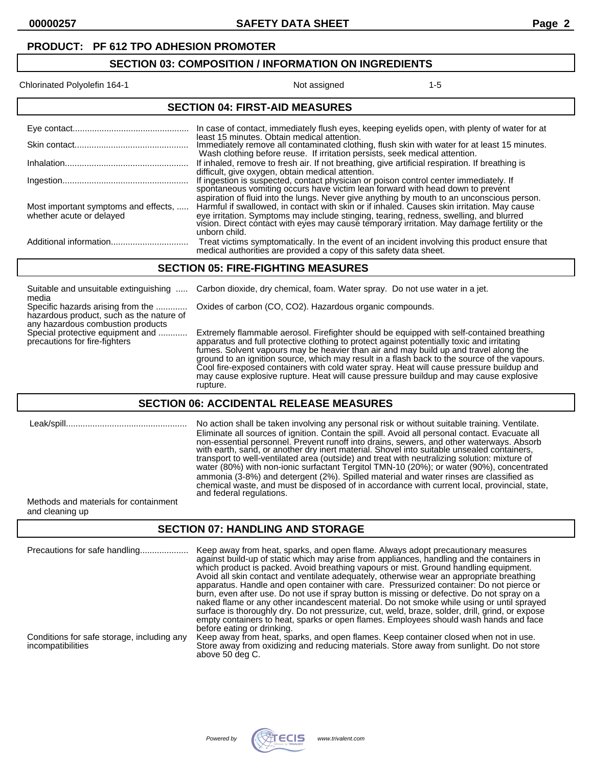**PRODUCT: PF 612 TPO ADHESION PROMOTER**

## SECTION 03: COMPOSITION / INFORMATION ON INGREDIENTS

| | | |
|---|---|---|
| Chlorinated Polyolefin 164-1 | Not assigned | 1-5 |

## SECTION 04: FIRST-AID MEASURES

| | |
|---|---|
| Eye contact | In case of contact, immediately flush eyes, keeping eyelids open, with plenty of water for at least 15 minutes. Obtain medical attention. |
| Skin contact | Immediately remove all contaminated clothing, flush skin with water for at least 15 minutes. Wash clothing before reuse. If irritation persists, seek medical attention. |
| Inhalation | If inhaled, remove to fresh air. If not breathing, give artificial respiration. If breathing is difficult, give oxygen, obtain medical attention. |
| Ingestion | If ingestion is suspected, contact physician or poison control center immediately. If spontaneous vomiting occurs have victim lean forward with head down to prevent aspiration of fluid into the lungs. Never give anything by mouth to an unconscious person. |
| Most important symptoms and effects, whether acute or delayed | Harmful if swallowed, in contact with skin or if inhaled. Causes skin irritation. May cause eye irritation. Symptoms may include stinging, tearing, redness, swelling, and blurred vision. Direct contact with eyes may cause temporary irritation. May damage fertility or the unborn child. |
| Additional information | Treat victims symptomatically. In the event of an incident involving this product ensure that medical authorities are provided a copy of this safety data sheet. |

## SECTION 05: FIRE-FIGHTING MEASURES

| | |
|---|---|
| Suitable and unsuitable extinguishing media | Carbon dioxide, dry chemical, foam. Water spray. Do not use water in a jet. |
| Specific hazards arising from the hazardous product, such as the nature of any hazardous combustion products | Oxides of carbon (CO, $CO_2$). Hazardous organic compounds. |
| Special protective equipment and precautions for fire-fighters | Extremely flammable aerosol. Firefighter should be equipped with self-contained breathing apparatus and full protective clothing to protect against potentially toxic and irritating fumes. Solvent vapours may be heavier than air and may build up and travel along the ground to an ignition source, which may result in a flash back to the source of the vapours. Cool fire-exposed containers with cold water spray. Heat will cause pressure buildup and may cause explosive rupture. Heat will cause pressure buildup and may cause explosive rupture. |

## SECTION 06: ACCIDENTAL RELEASE MEASURES

| | |
|---|---|
| Leak/spill | No action shall be taken involving any personal risk or without suitable training. Ventilate. Eliminate all sources of ignition. Contain the spill. Avoid all personal contact. Evacuate all non-essential personnel. Prevent runoff into drains, sewers, and other waterways. Absorb with earth, sand, or another dry inert material. Shovel into suitable unsealed containers, transport to well-ventilated area (outside) and treat with neutralizing solution: mixture of water (80%) with non-ionic surfactant Tergitol TMN-10 (20%); or water (90%), concentrated ammonia (3-8%) and detergent (2%). Spilled material and water rinses are classified as chemical waste, and must be disposed of in accordance with current local, provincial, state, and federal regulations. |
| Methods and materials for containment and cleaning up | |

## SECTION 07: HANDLING AND STORAGE

| | |
|---|---|
| Precautions for safe handling | Keep away from heat, sparks, and open flame. Always adopt precautionary measures against build-up of static which may arise from appliances, handling and the containers in which product is packed. Avoid breathing vapours or mist. Ground handling equipment. Avoid all skin contact and ventilate adequately, otherwise wear an appropriate breathing apparatus. Handle and open container with care. Pressurized container: Do not pierce or burn, even after use. Do not use if spray button is missing or defective. Do not spray on a naked flame or any other incandescent material. Do not smoke while using or until sprayed surface is thoroughly dry. Do not pressurize, cut, weld, braze, solder, drill, grind, or expose empty containers to heat, sparks or open flames. Employees should wash hands and face before eating or drinking. |
| Conditions for safe storage, including any incompatibilities | Keep away from heat, sparks, and open flames. Keep container closed when not in use. Store away from oxidizing and reducing materials. Store away from sunlight. Do not store above 50 deg C. |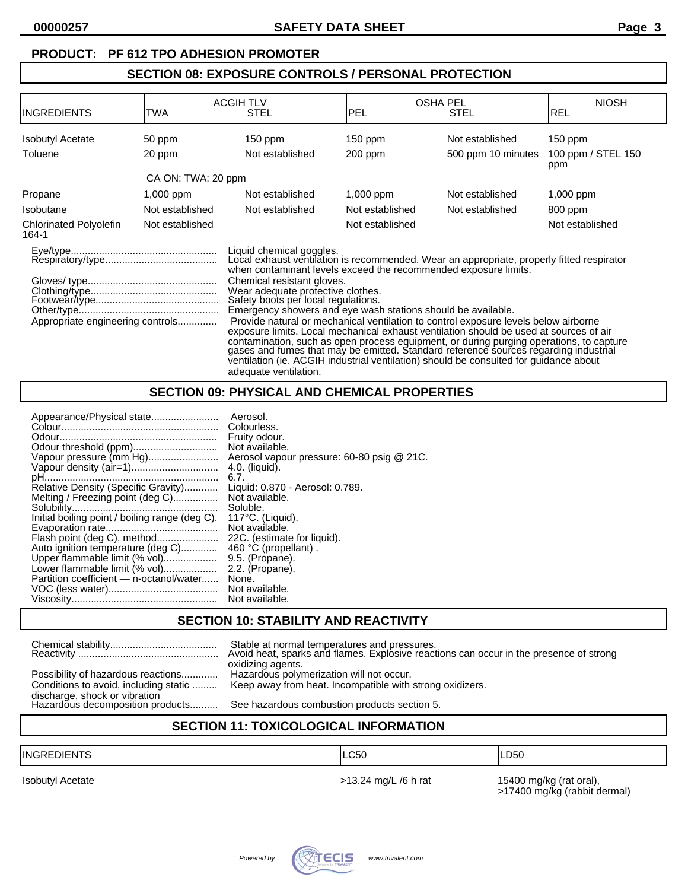**PRODUCT: PF 612 TPO ADHESION PROMOTER**

## SECTION 08: EXPOSURE CONTROLS / PERSONAL PROTECTION

| INGREDIENTS | ACGIH TLV | | OSHA PEL | | NIOSH |
|---|---|---|---|---|---|
| | TWA | STEL | PEL | STEL | REL |
| Isobutyl Acetate | 50 ppm | 150 ppm | 150 ppm | Not established | 150 ppm |
| Toluene | 20 ppm | Not established | 200 ppm | 500 ppm 10 minutes | 100 ppm / STEL 150 ppm |
| | CA ON: TWA: 20 ppm | | | | |
| Propane | 1,000 ppm | Not established | 1,000 ppm | Not established | 1,000 ppm |
| Isobutane | Not established | Not established | Not established | Not established | 800 ppm |
| Chlorinated Polyolefin 164-1 | Not established | | Not established | | Not established |

Eye/type.................................................... Liquid chemical goggles.
Respiratory/type........................................ Local exhaust ventilation is recommended. Wear an appropriate, properly fitted respirator when contaminant levels exceed the recommended exposure limits.
Gloves/ type.............................................. Chemical resistant gloves.
Clothing/type............................................. Wear adequate protective clothes.
Footwear/type............................................ Safety boots per local regulations.
Other/type.................................................. Emergency showers and eye wash stations should be available.
Appropriate engineering controls.............. Provide natural or mechanical ventilation to control exposure levels below airborne exposure limits. Local mechanical exhaust ventilation should be used at sources of air contamination, such as open process equipment, or during purging operations, to capture gases and fumes that may be emitted. Standard reference sources regarding industrial ventilation (ie. ACGIH industrial ventilation) should be consulted for guidance about adequate ventilation.

## SECTION 09: PHYSICAL AND CHEMICAL PROPERTIES

Appearance/Physical state........................ Aerosol.
Colour........................................................ Colourless.
Odour......................................................... Fruity odour.
Odour threshold (ppm).............................. Not available.
Vapour pressure (mm Hg)......................... Aerosol vapour pressure: 60-80 psig @ 21C.
Vapour density (air=1)............................... 4.0. (liquid).
pH.............................................................. 6.7.
Relative Density (Specific Gravity)............ Liquid: 0.870 - Aerosol: 0.789.
Melting / Freezing point (deg C)................ Not available.
Solubility.................................................... Soluble.
Initial boiling point / boiling range (deg C). 117°C. (Liquid).
Evaporation rate........................................ Not available.
Flash point (deg C), method...................... 22C. (estimate for liquid).
Auto ignition temperature (deg C)............. 460 °C (propellant) .
Upper flammable limit (% vol)................... 9.5. (Propane).
Lower flammable limit (% vol)................... 2.2. (Propane).
Partition coefficient — n-octanol/water...... None.
VOC (less water)....................................... Not available.
Viscosity.................................................... Not available.

## SECTION 10: STABILITY AND REACTIVITY

Chemical stability...................................... Stable at normal temperatures and pressures.
Reactivity .................................................. Avoid heat, sparks and flames. Explosive reactions can occur in the presence of strong oxidizing agents.
Possibility of hazardous reactions............. Hazardous polymerization will not occur.
Conditions to avoid, including static discharge, shock or vibration ......... Keep away from heat. Incompatible with strong oxidizers.
Hazardous decomposition products.......... See hazardous combustion products section 5.

## SECTION 11: TOXICOLOGICAL INFORMATION

| INGREDIENTS | LC50 | LD50 |
|---|---|---|
| Isobutyl Acetate | >13.24 mg/L /6 h rat | 15400 mg/kg (rat oral), >17400 mg/kg (rabbit dermal) |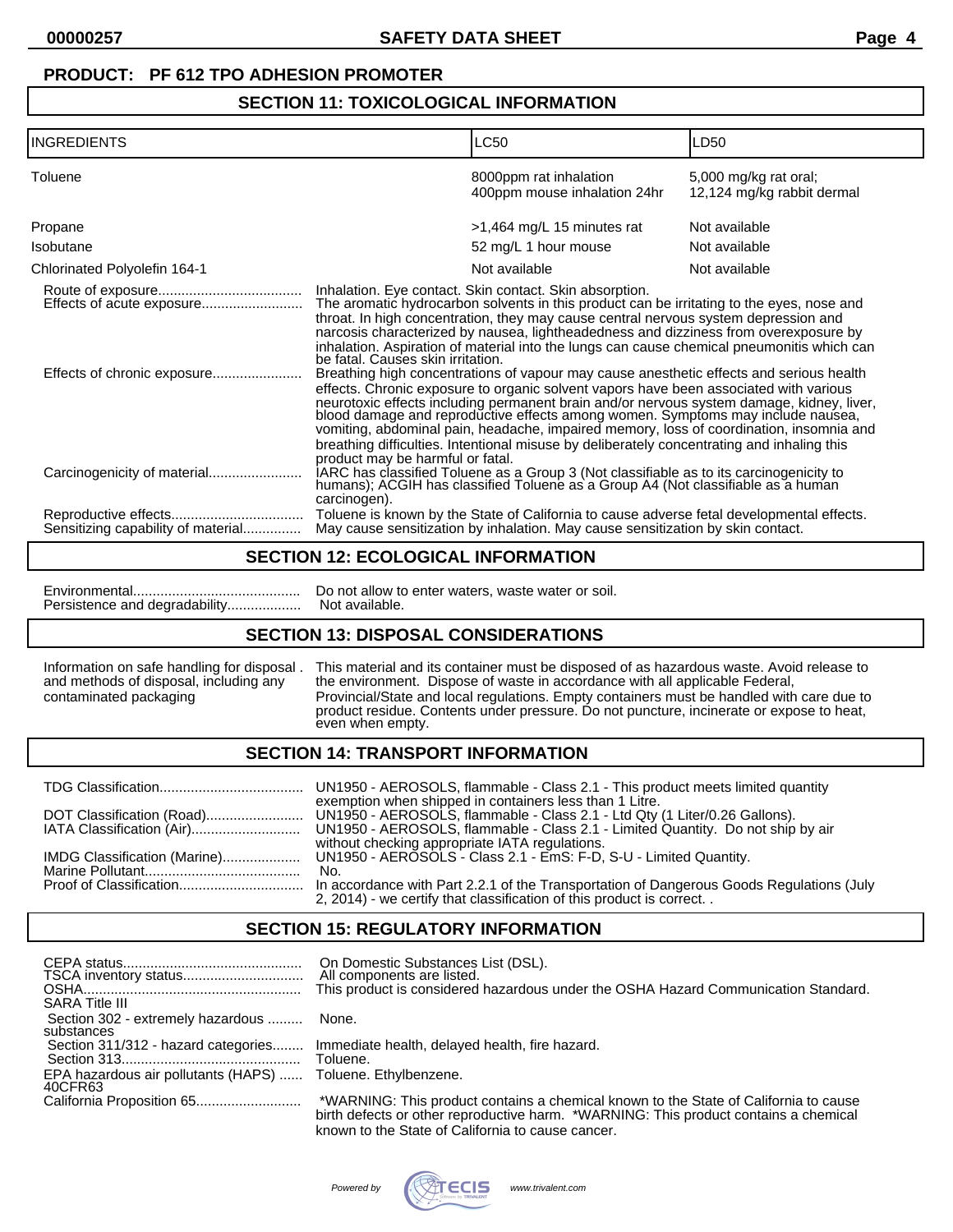**PRODUCT: PF 612 TPO ADHESION PROMOTER**

## SECTION 11: TOXICOLOGICAL INFORMATION

| INGREDIENTS | LC50 | LD50 |
|---|---|---|
| Toluene | 8000ppm rat inhalation<br>400ppm mouse inhalation 24hr | 5,000 mg/kg rat oral;<br>12,124 mg/kg rabbit dermal |
| Propane | >1,464 mg/L 15 minutes rat | Not available |
| Isobutane | 52 mg/L 1 hour mouse | Not available |
| Chlorinated Polyolefin 164-1 | Not available | Not available |

Route of exposure.................................... Inhalation. Eye contact. Skin contact. Skin absorption.

Effects of acute exposure.......................... The aromatic hydrocarbon solvents in this product can be irritating to the eyes, nose and throat. In high concentration, they may cause central nervous system depression and narcosis characterized by nausea, lightheadedness and dizziness from overexposure by inhalation. Aspiration of material into the lungs can cause chemical pneumonitis which can be fatal. Causes skin irritation.

Effects of chronic exposure....................... Breathing high concentrations of vapour may cause anesthetic effects and serious health effects. Chronic exposure to organic solvent vapors have been associated with various neurotoxic effects including permanent brain and/or nervous system damage, kidney, liver, blood damage and reproductive effects among women. Symptoms may include nausea, vomiting, abdominal pain, headache, impaired memory, loss of coordination, insomnia and breathing difficulties. Intentional misuse by deliberately concentrating and inhaling this product may be harmful or fatal.

Carcinogenicity of material........................ IARC has classified Toluene as a Group 3 (Not classifiable as to its carcinogenicity to humans); ACGIH has classified Toluene as a Group A4 (Not classifiable as a human carcinogen).

Reproductive effects.................................. Toluene is known by the State of California to cause adverse fetal developmental effects.

Sensitizing capability of material............... May cause sensitization by inhalation. May cause sensitization by skin contact.

## SECTION 12: ECOLOGICAL INFORMATION

Environmental........................................... Do not allow to enter waters, waste water or soil.

Persistence and degradability................... Not available.

## SECTION 13: DISPOSAL CONSIDERATIONS

Information on safe handling for disposal and methods of disposal, including any contaminated packaging . This material and its container must be disposed of as hazardous waste. Avoid release to the environment. Dispose of waste in accordance with all applicable Federal, Provincial/State and local regulations. Empty containers must be handled with care due to product residue. Contents under pressure. Do not puncture, incinerate or expose to heat, even when empty.

## SECTION 14: TRANSPORT INFORMATION

TDG Classification..................................... UN1950 - AEROSOLS, flammable - Class 2.1 - This product meets limited quantity exemption when shipped in containers less than 1 Litre.

DOT Classification (Road)......................... UN1950 - AEROSOLS, flammable - Class 2.1 - Ltd Qty (1 Liter/0.26 Gallons).

IATA Classification (Air)............................ UN1950 - AEROSOLS, flammable - Class 2.1 - Limited Quantity. Do not ship by air without checking appropriate IATA regulations.

IMDG Classification (Marine).................... UN1950 - AEROSOLS - Class 2.1 - EmS: F-D, S-U - Limited Quantity.

Marine Pollutant........................................ No.

Proof of Classification............................... In accordance with Part 2.2.1 of the Transportation of Dangerous Goods Regulations (July 2, 2014) - we certify that classification of this product is correct. .

## SECTION 15: REGULATORY INFORMATION

CEPA status.............................................. On Domestic Substances List (DSL).

TSCA inventory status............................... All components are listed.

OSHA........................................................ This product is considered hazardous under the OSHA Hazard Communication Standard.

SARA Title III

Section 302 - extremely hazardous substances ......... None.

Section 311/312 - hazard categories........ Immediate health, delayed health, fire hazard.

Section 313............................................. Toluene.

EPA hazardous air pollutants (HAPS) 40CFR63 ...... Toluene. Ethylbenzene.

California Proposition 65........................... *WARNING: This product contains a chemical known to the State of California to cause birth defects or other reproductive harm. *WARNING: This product contains a chemical known to the State of California to cause cancer.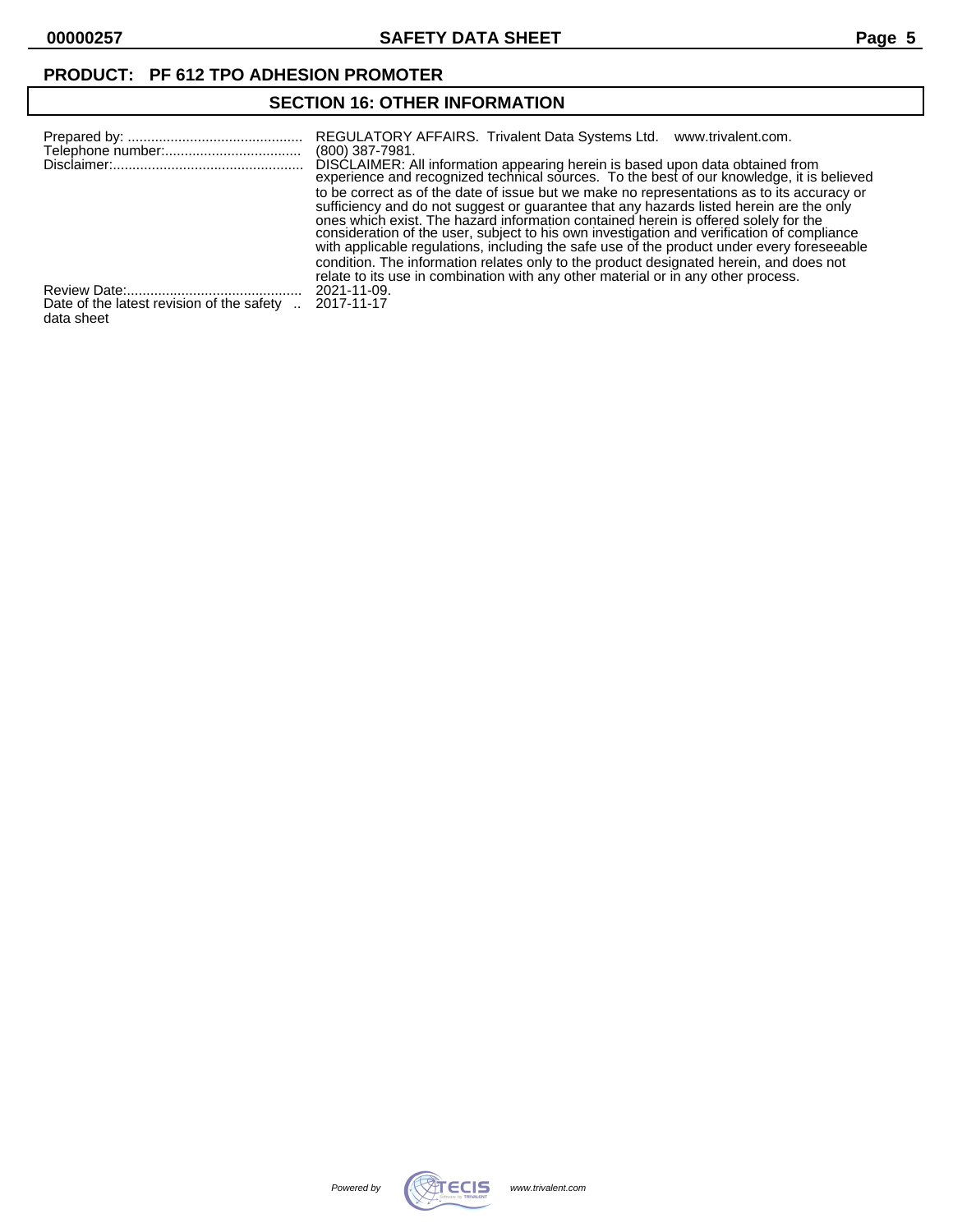**PRODUCT: PF 612 TPO ADHESION PROMOTER**

## SECTION 16: OTHER INFORMATION

| | |
|---|---|
| Prepared by: | REGULATORY AFFAIRS. Trivalent Data Systems Ltd. www.trivalent.com. |
| Telephone number: | (800) 387-7981. |
| Disclaimer: | DISCLAIMER: All information appearing herein is based upon data obtained from experience and recognized technical sources. To the best of our knowledge, it is believed to be correct as of the date of issue but we make no representations as to its accuracy or sufficiency and do not suggest or guarantee that any hazards listed herein are the only ones which exist. The hazard information contained herein is offered solely for the consideration of the user, subject to his own investigation and verification of compliance with applicable regulations, including the safe use of the product under every foreseeable condition. The information relates only to the product designated herein, and does not relate to its use in combination with any other material or in any other process. |
| Review Date: | 2021-11-09. |
| Date of the latest revision of the safety data sheet | 2017-11-17 |